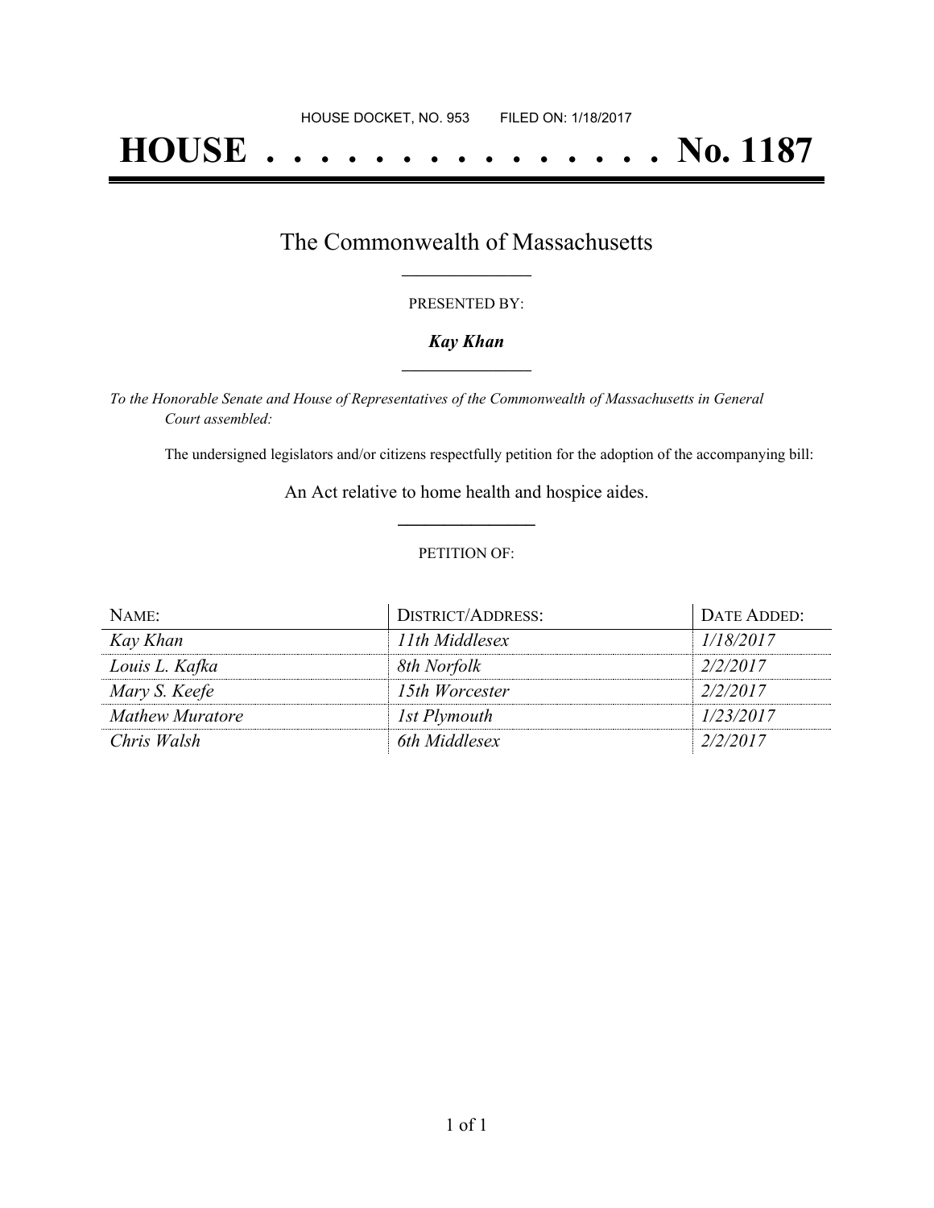HOUSE DOCKET, NO. 953 FILED ON: 1/18/2017

# HOUSE . . . . . . . . . . . . . . . No. 1187

## The Commonwealth of Massachusetts

PRESENTED BY:

***Kay Khan***

*To the Honorable Senate and House of Representatives of the Commonwealth of Massachusetts in General Court assembled:*

The undersigned legislators and/or citizens respectfully petition for the adoption of the accompanying bill:

An Act relative to home health and hospice aides.

PETITION OF:

| NAME: | DISTRICT/ADDRESS: | DATE ADDED: |
|---|---|---|
| *Kay Khan* | *11th Middlesex* | *1/18/2017* |
| *Louis L. Kafka* | *8th Norfolk* | *2/2/2017* |
| *Mary S. Keefe* | *15th Worcester* | *2/2/2017* |
| *Mathew Muratore* | *1st Plymouth* | *1/23/2017* |
| *Chris Walsh* | *6th Middlesex* | *2/2/2017* |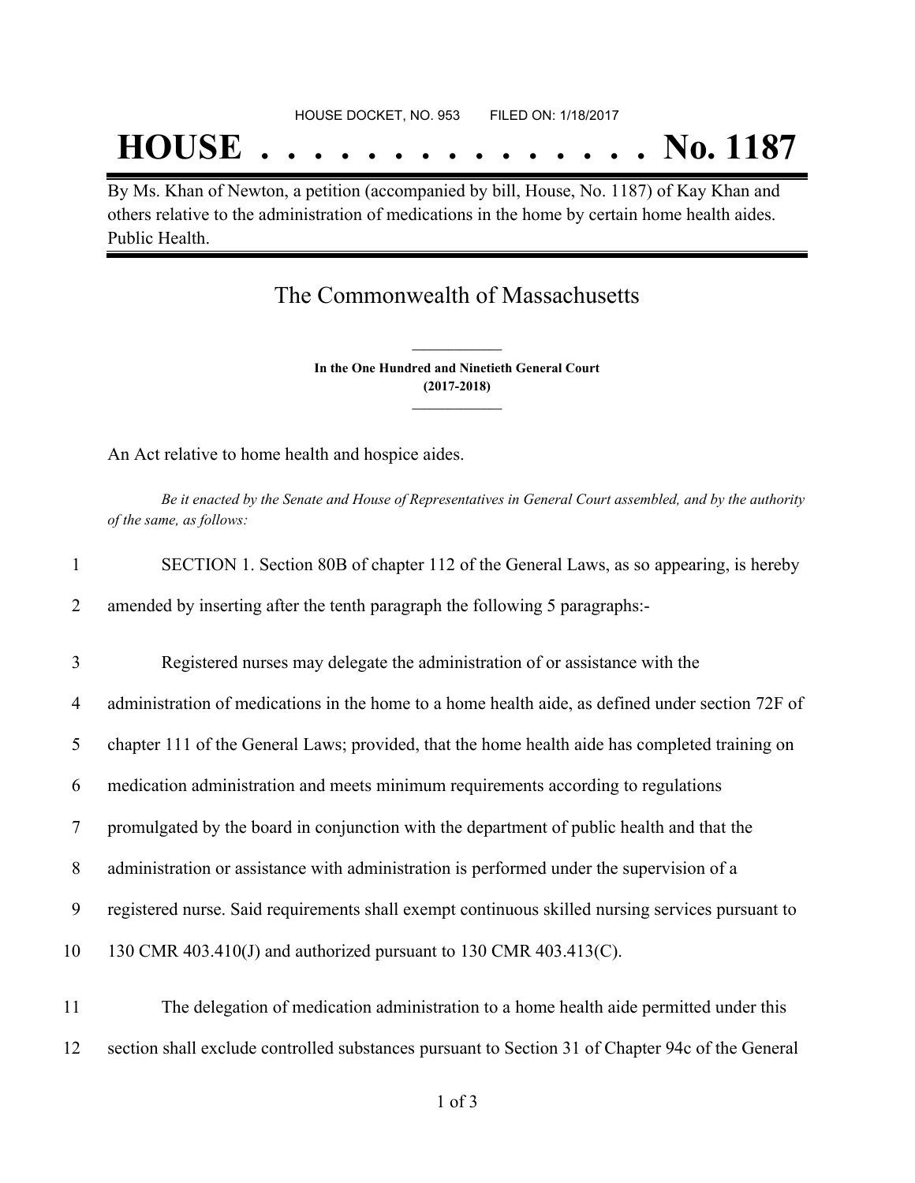HOUSE DOCKET, NO. 953 FILED ON: 1/18/2017

# HOUSE . . . . . . . . . . . . . . . No. 1187

By Ms. Khan of Newton, a petition (accompanied by bill, House, No. 1187) of Kay Khan and others relative to the administration of medications in the home by certain home health aides. Public Health.

## The Commonwealth of Massachusetts

**In the One Hundred and Ninetieth General Court**
**(2017-2018)**

An Act relative to home health and hospice aides.

*Be it enacted by the Senate and House of Representatives in General Court assembled, and by the authority of the same, as follows:*

1 SECTION 1. Section 80B of chapter 112 of the General Laws, as so appearing, is hereby
2 amended by inserting after the tenth paragraph the following 5 paragraphs:-

3 Registered nurses may delegate the administration of or assistance with the
4 administration of medications in the home to a home health aide, as defined under section 72F of
5 chapter 111 of the General Laws; provided, that the home health aide has completed training on
6 medication administration and meets minimum requirements according to regulations
7 promulgated by the board in conjunction with the department of public health and that the
8 administration or assistance with administration is performed under the supervision of a
9 registered nurse. Said requirements shall exempt continuous skilled nursing services pursuant to
10 130 CMR 403.410(J) and authorized pursuant to 130 CMR 403.413(C).

11 The delegation of medication administration to a home health aide permitted under this
12 section shall exclude controlled substances pursuant to Section 31 of Chapter 94c of the General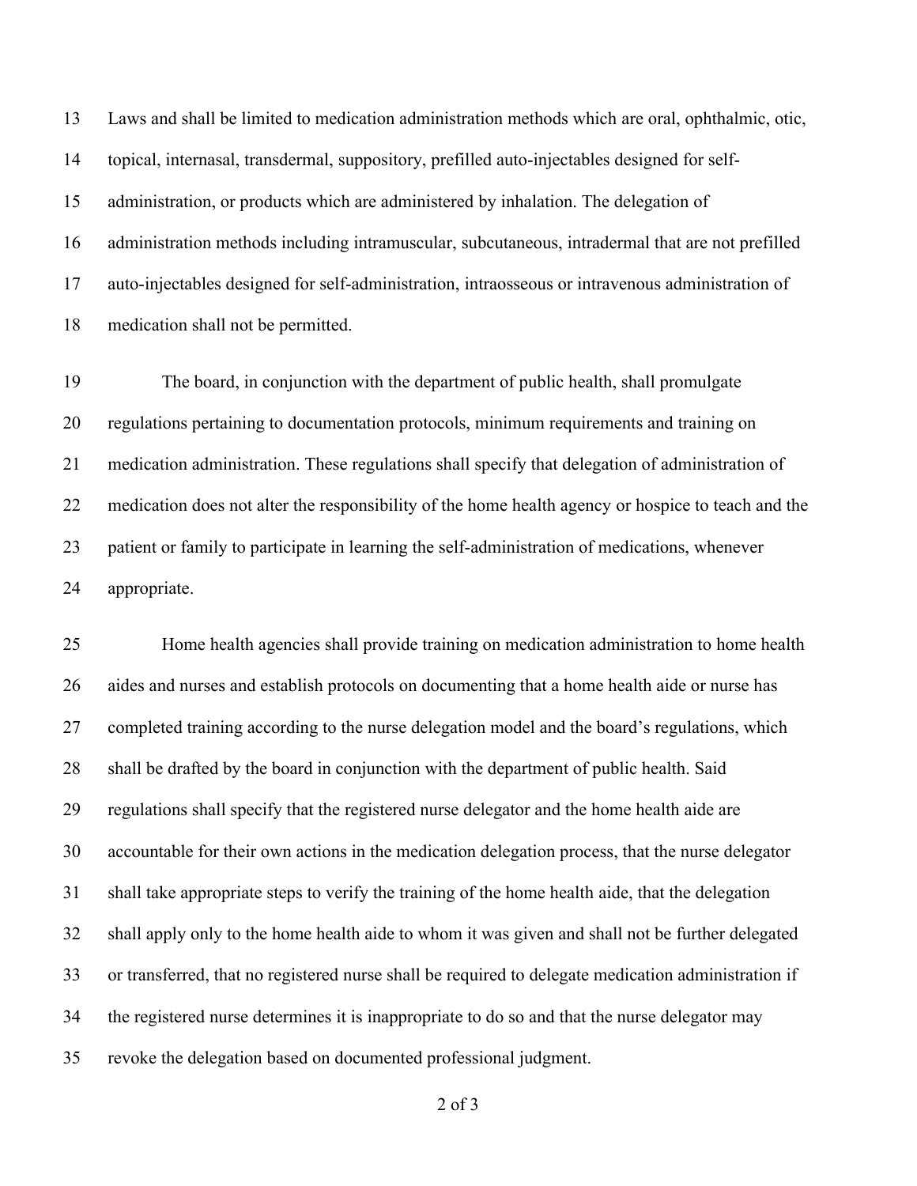Laws and shall be limited to medication administration methods which are oral, ophthalmic, otic, topical, internasal, transdermal, suppository, prefilled auto-injectables designed for self-administration, or products which are administered by inhalation. The delegation of administration methods including intramuscular, subcutaneous, intradermal that are not prefilled auto-injectables designed for self-administration, intraosseous or intravenous administration of medication shall not be permitted.

The board, in conjunction with the department of public health, shall promulgate regulations pertaining to documentation protocols, minimum requirements and training on medication administration. These regulations shall specify that delegation of administration of medication does not alter the responsibility of the home health agency or hospice to teach and the patient or family to participate in learning the self-administration of medications, whenever appropriate.

Home health agencies shall provide training on medication administration to home health aides and nurses and establish protocols on documenting that a home health aide or nurse has completed training according to the nurse delegation model and the board's regulations, which shall be drafted by the board in conjunction with the department of public health. Said regulations shall specify that the registered nurse delegator and the home health aide are accountable for their own actions in the medication delegation process, that the nurse delegator shall take appropriate steps to verify the training of the home health aide, that the delegation shall apply only to the home health aide to whom it was given and shall not be further delegated or transferred, that no registered nurse shall be required to delegate medication administration if the registered nurse determines it is inappropriate to do so and that the nurse delegator may revoke the delegation based on documented professional judgment.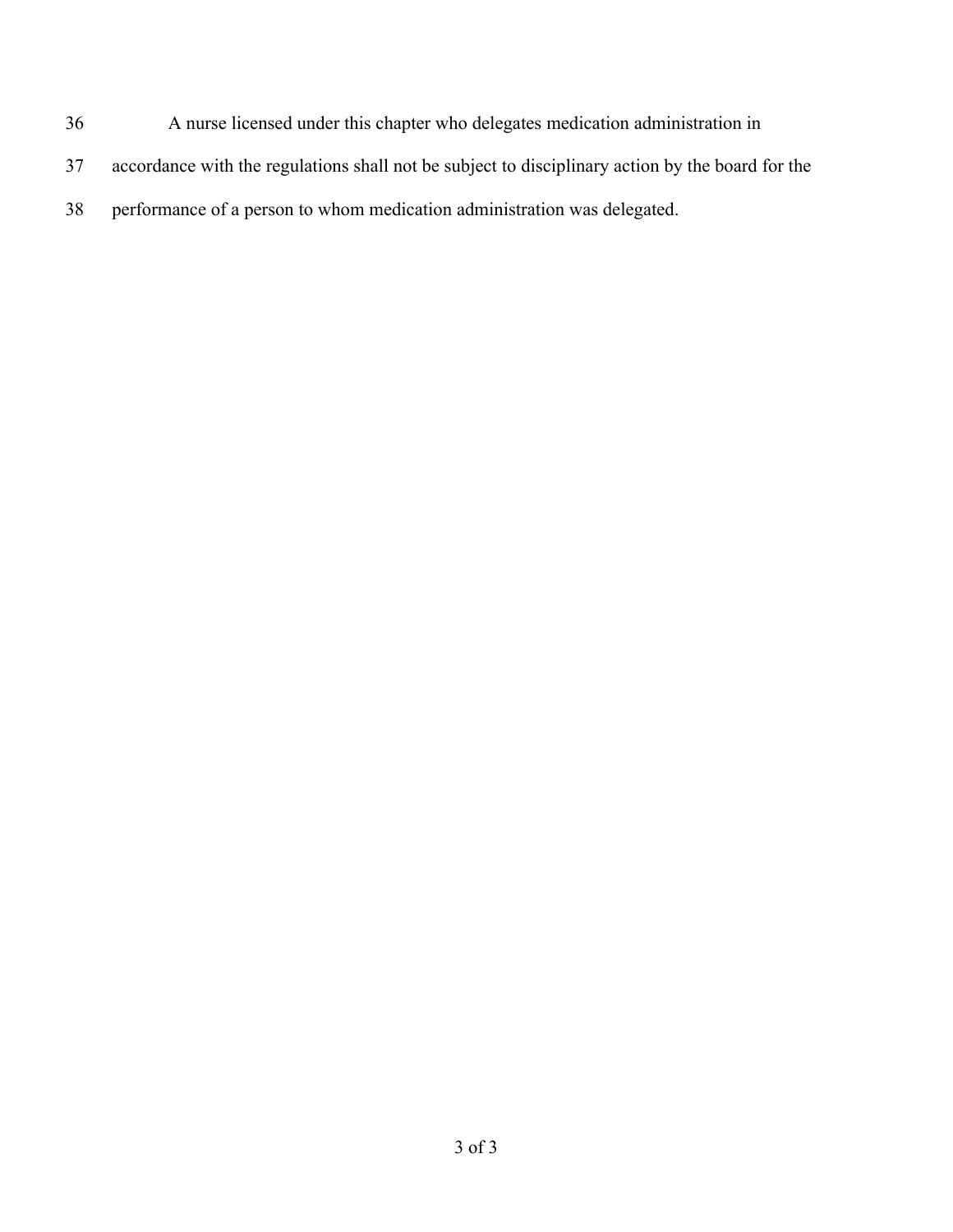A nurse licensed under this chapter who delegates medication administration in accordance with the regulations shall not be subject to disciplinary action by the board for the performance of a person to whom medication administration was delegated.